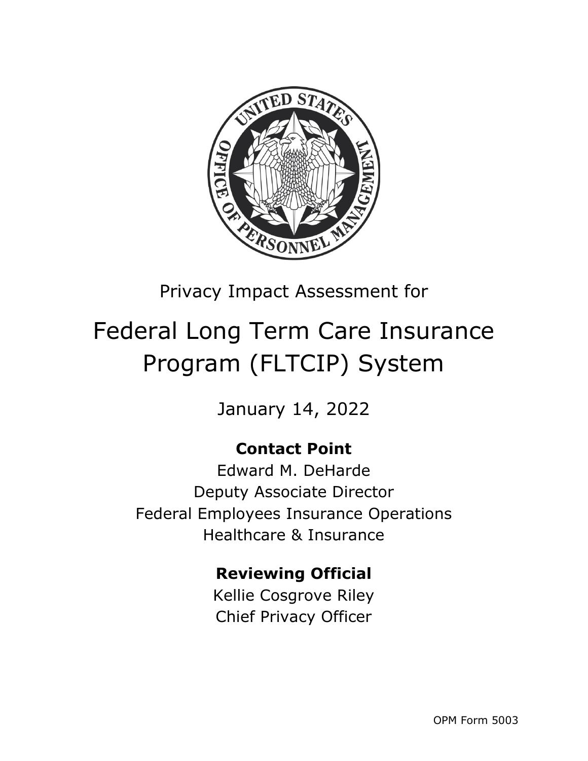Privacy Impact Assessment for

# Federal Long Term Care Insurance Program (FLTCIP) System

January 14, 2022

**Contact Point**

Edward M. DeHarde
Deputy Associate Director
Federal Employees Insurance Operations
Healthcare & Insurance

**Reviewing Official**

Kellie Cosgrove Riley
Chief Privacy Officer

OPM Form 5003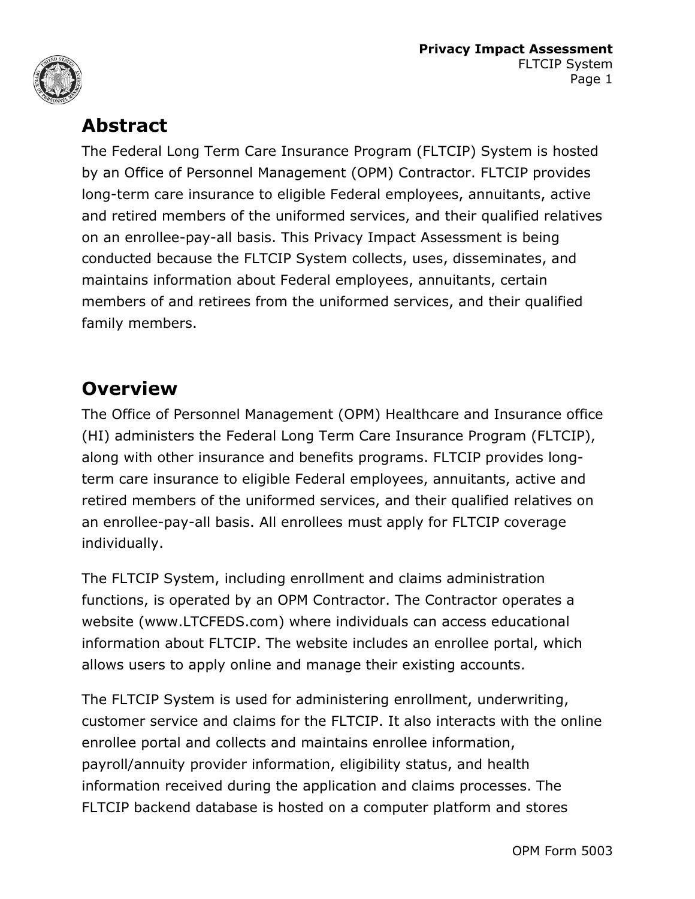## Abstract

The Federal Long Term Care Insurance Program (FLTCIP) System is hosted by an Office of Personnel Management (OPM) Contractor. FLTCIP provides long-term care insurance to eligible Federal employees, annuitants, active and retired members of the uniformed services, and their qualified relatives on an enrollee-pay-all basis. This Privacy Impact Assessment is being conducted because the FLTCIP System collects, uses, disseminates, and maintains information about Federal employees, annuitants, certain members of and retirees from the uniformed services, and their qualified family members.

## Overview

The Office of Personnel Management (OPM) Healthcare and Insurance office (HI) administers the Federal Long Term Care Insurance Program (FLTCIP), along with other insurance and benefits programs. FLTCIP provides long-term care insurance to eligible Federal employees, annuitants, active and retired members of the uniformed services, and their qualified relatives on an enrollee-pay-all basis. All enrollees must apply for FLTCIP coverage individually.

The FLTCIP System, including enrollment and claims administration functions, is operated by an OPM Contractor. The Contractor operates a website (www.LTCFEDS.com) where individuals can access educational information about FLTCIP. The website includes an enrollee portal, which allows users to apply online and manage their existing accounts.

The FLTCIP System is used for administering enrollment, underwriting, customer service and claims for the FLTCIP. It also interacts with the online enrollee portal and collects and maintains enrollee information, payroll/annuity provider information, eligibility status, and health information received during the application and claims processes. The FLTCIP backend database is hosted on a computer platform and stores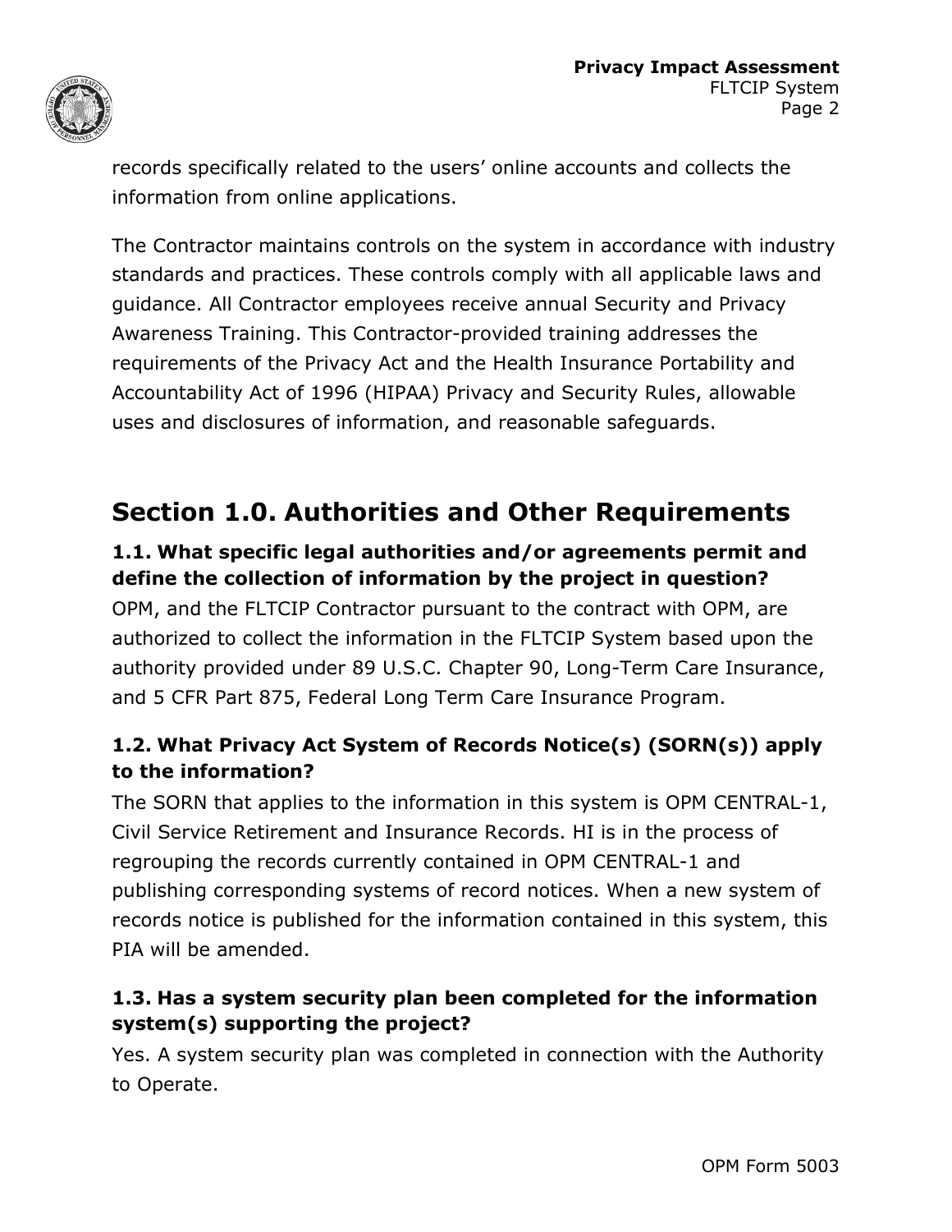records specifically related to the users' online accounts and collects the information from online applications.

The Contractor maintains controls on the system in accordance with industry standards and practices. These controls comply with all applicable laws and guidance. All Contractor employees receive annual Security and Privacy Awareness Training. This Contractor-provided training addresses the requirements of the Privacy Act and the Health Insurance Portability and Accountability Act of 1996 (HIPAA) Privacy and Security Rules, allowable uses and disclosures of information, and reasonable safeguards.

## Section 1.0. Authorities and Other Requirements

### 1.1. What specific legal authorities and/or agreements permit and define the collection of information by the project in question?

OPM, and the FLTCIP Contractor pursuant to the contract with OPM, are authorized to collect the information in the FLTCIP System based upon the authority provided under 89 U.S.C. Chapter 90, Long-Term Care Insurance, and 5 CFR Part 875, Federal Long Term Care Insurance Program.

### 1.2. What Privacy Act System of Records Notice(s) (SORN(s)) apply to the information?

The SORN that applies to the information in this system is OPM CENTRAL-1, Civil Service Retirement and Insurance Records. HI is in the process of regrouping the records currently contained in OPM CENTRAL-1 and publishing corresponding systems of record notices. When a new system of records notice is published for the information contained in this system, this PIA will be amended.

### 1.3. Has a system security plan been completed for the information system(s) supporting the project?

Yes. A system security plan was completed in connection with the Authority to Operate.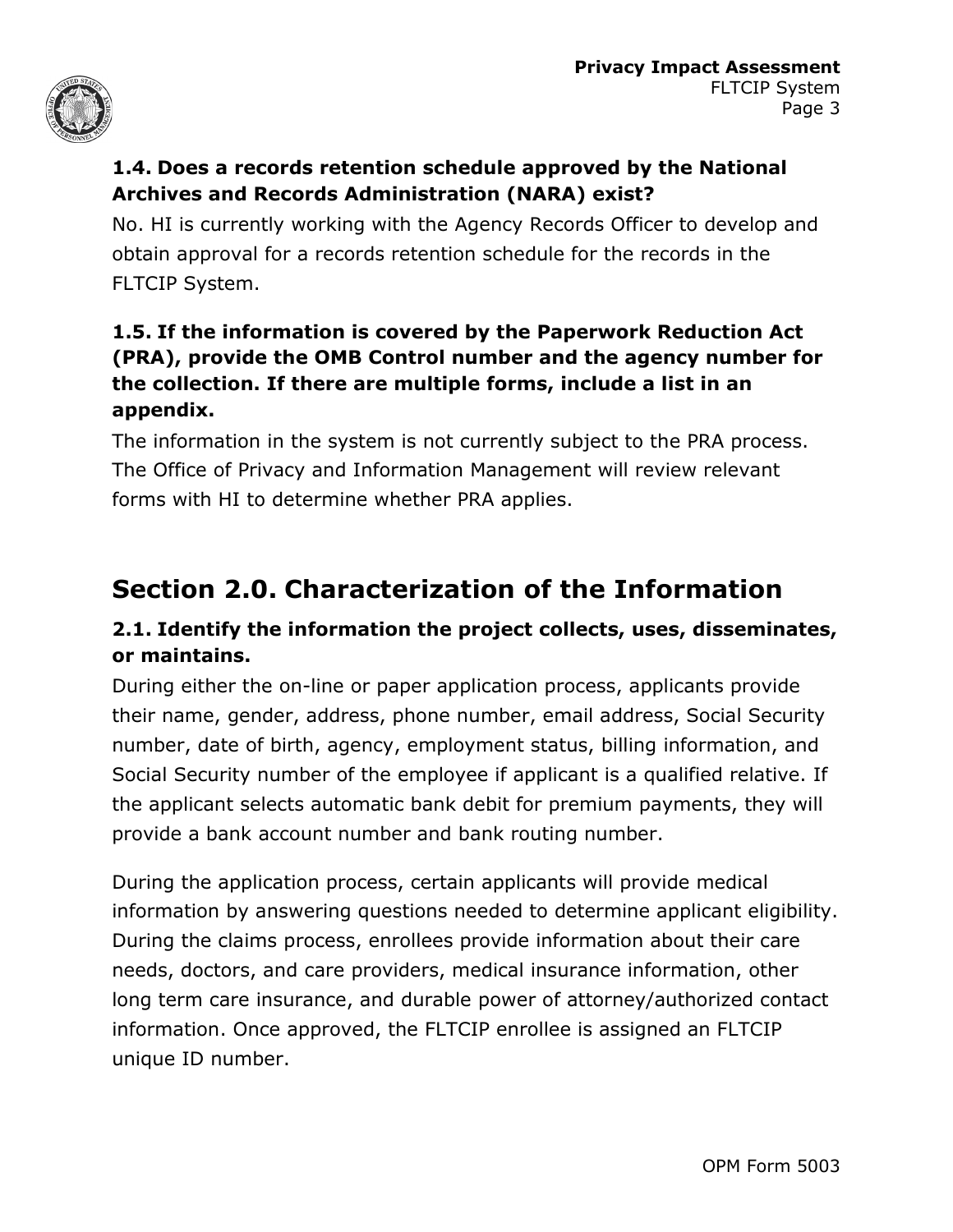### 1.4. Does a records retention schedule approved by the National Archives and Records Administration (NARA) exist?

No. HI is currently working with the Agency Records Officer to develop and obtain approval for a records retention schedule for the records in the FLTCIP System.

### 1.5. If the information is covered by the Paperwork Reduction Act (PRA), provide the OMB Control number and the agency number for the collection. If there are multiple forms, include a list in an appendix.

The information in the system is not currently subject to the PRA process. The Office of Privacy and Information Management will review relevant forms with HI to determine whether PRA applies.

## Section 2.0. Characterization of the Information

### 2.1. Identify the information the project collects, uses, disseminates, or maintains.

During either the on-line or paper application process, applicants provide their name, gender, address, phone number, email address, Social Security number, date of birth, agency, employment status, billing information, and Social Security number of the employee if applicant is a qualified relative. If the applicant selects automatic bank debit for premium payments, they will provide a bank account number and bank routing number.

During the application process, certain applicants will provide medical information by answering questions needed to determine applicant eligibility. During the claims process, enrollees provide information about their care needs, doctors, and care providers, medical insurance information, other long term care insurance, and durable power of attorney/authorized contact information. Once approved, the FLTCIP enrollee is assigned an FLTCIP unique ID number.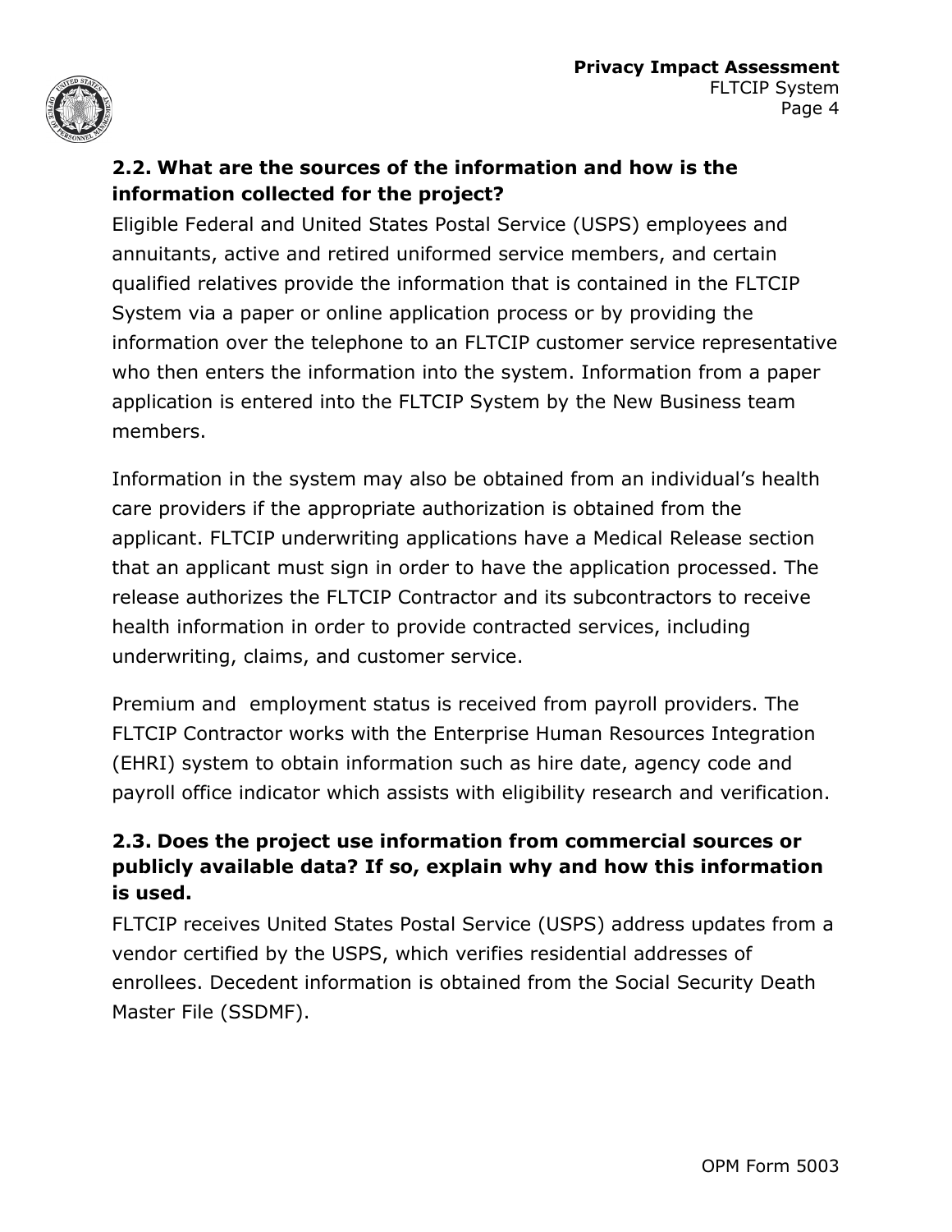### 2.2. What are the sources of the information and how is the information collected for the project?

Eligible Federal and United States Postal Service (USPS) employees and annuitants, active and retired uniformed service members, and certain qualified relatives provide the information that is contained in the FLTCIP System via a paper or online application process or by providing the information over the telephone to an FLTCIP customer service representative who then enters the information into the system. Information from a paper application is entered into the FLTCIP System by the New Business team members.

Information in the system may also be obtained from an individual's health care providers if the appropriate authorization is obtained from the applicant. FLTCIP underwriting applications have a Medical Release section that an applicant must sign in order to have the application processed. The release authorizes the FLTCIP Contractor and its subcontractors to receive health information in order to provide contracted services, including underwriting, claims, and customer service.

Premium and employment status is received from payroll providers. The FLTCIP Contractor works with the Enterprise Human Resources Integration (EHRI) system to obtain information such as hire date, agency code and payroll office indicator which assists with eligibility research and verification.

### 2.3. Does the project use information from commercial sources or publicly available data? If so, explain why and how this information is used.

FLTCIP receives United States Postal Service (USPS) address updates from a vendor certified by the USPS, which verifies residential addresses of enrollees. Decedent information is obtained from the Social Security Death Master File (SSDMF).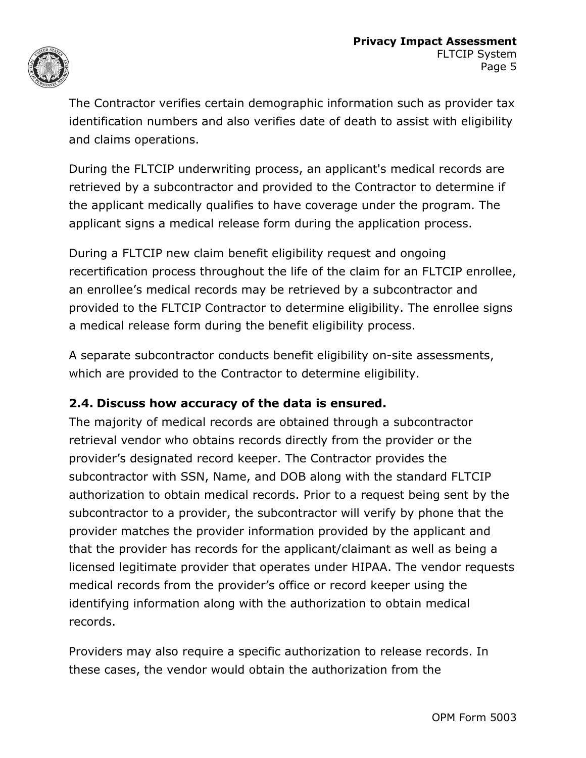The Contractor verifies certain demographic information such as provider tax identification numbers and also verifies date of death to assist with eligibility and claims operations.

During the FLTCIP underwriting process, an applicant's medical records are retrieved by a subcontractor and provided to the Contractor to determine if the applicant medically qualifies to have coverage under the program. The applicant signs a medical release form during the application process.

During a FLTCIP new claim benefit eligibility request and ongoing recertification process throughout the life of the claim for an FLTCIP enrollee, an enrollee's medical records may be retrieved by a subcontractor and provided to the FLTCIP Contractor to determine eligibility. The enrollee signs a medical release form during the benefit eligibility process.

A separate subcontractor conducts benefit eligibility on-site assessments, which are provided to the Contractor to determine eligibility.

### 2.4. Discuss how accuracy of the data is ensured.

The majority of medical records are obtained through a subcontractor retrieval vendor who obtains records directly from the provider or the provider's designated record keeper. The Contractor provides the subcontractor with SSN, Name, and DOB along with the standard FLTCIP authorization to obtain medical records. Prior to a request being sent by the subcontractor to a provider, the subcontractor will verify by phone that the provider matches the provider information provided by the applicant and that the provider has records for the applicant/claimant as well as being a licensed legitimate provider that operates under HIPAA. The vendor requests medical records from the provider's office or record keeper using the identifying information along with the authorization to obtain medical records.

Providers may also require a specific authorization to release records. In these cases, the vendor would obtain the authorization from the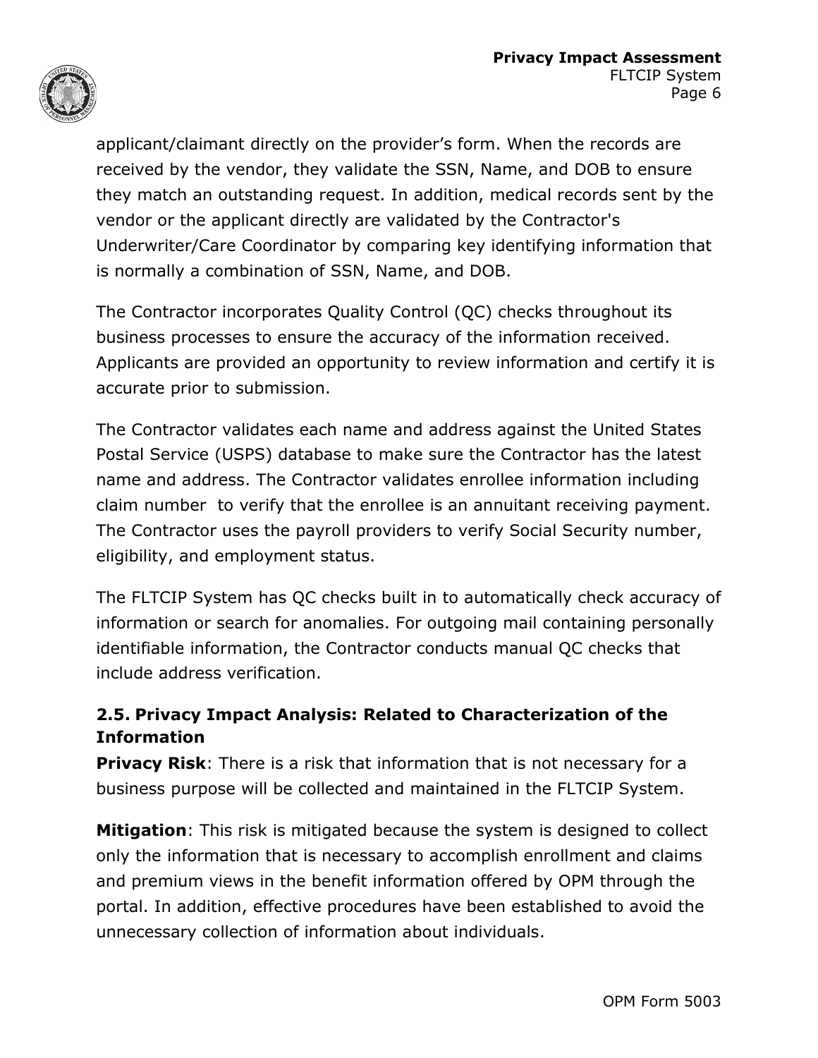applicant/claimant directly on the provider's form. When the records are received by the vendor, they validate the SSN, Name, and DOB to ensure they match an outstanding request. In addition, medical records sent by the vendor or the applicant directly are validated by the Contractor's Underwriter/Care Coordinator by comparing key identifying information that is normally a combination of SSN, Name, and DOB.

The Contractor incorporates Quality Control (QC) checks throughout its business processes to ensure the accuracy of the information received. Applicants are provided an opportunity to review information and certify it is accurate prior to submission.

The Contractor validates each name and address against the United States Postal Service (USPS) database to make sure the Contractor has the latest name and address. The Contractor validates enrollee information including claim number to verify that the enrollee is an annuitant receiving payment. The Contractor uses the payroll providers to verify Social Security number, eligibility, and employment status.

The FLTCIP System has QC checks built in to automatically check accuracy of information or search for anomalies. For outgoing mail containing personally identifiable information, the Contractor conducts manual QC checks that include address verification.

### 2.5. Privacy Impact Analysis: Related to Characterization of the Information

**Privacy Risk**: There is a risk that information that is not necessary for a business purpose will be collected and maintained in the FLTCIP System.

**Mitigation**: This risk is mitigated because the system is designed to collect only the information that is necessary to accomplish enrollment and claims and premium views in the benefit information offered by OPM through the portal. In addition, effective procedures have been established to avoid the unnecessary collection of information about individuals.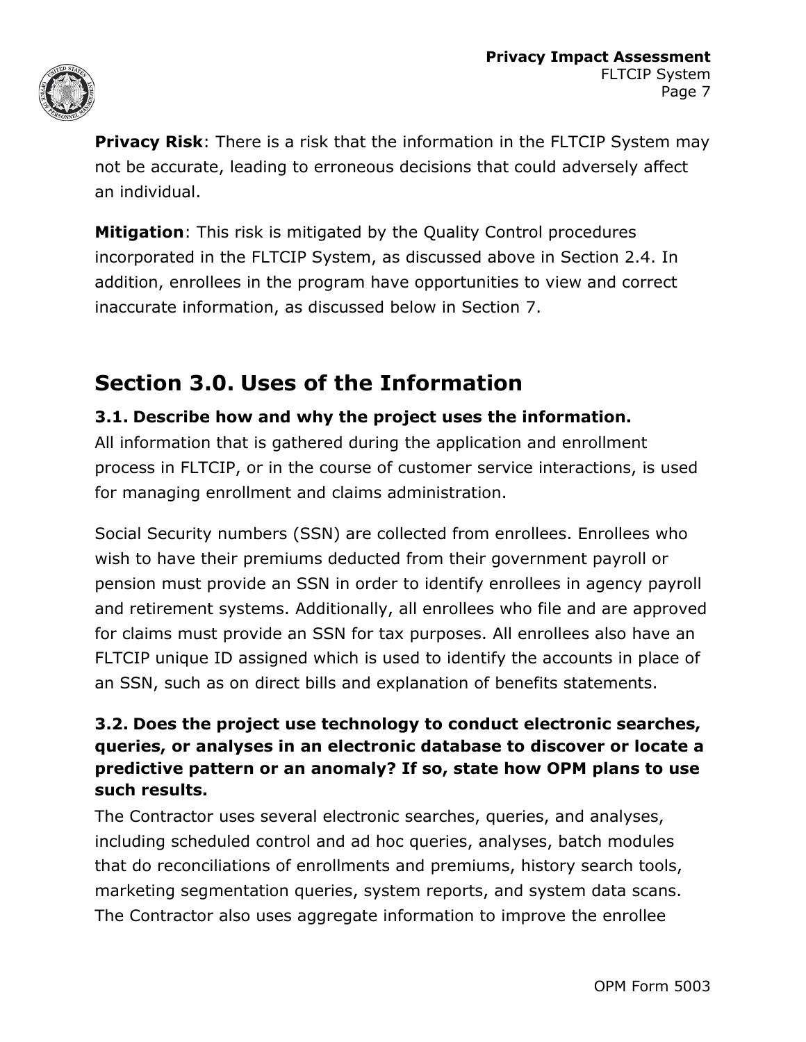**Privacy Risk**: There is a risk that the information in the FLTCIP System may not be accurate, leading to erroneous decisions that could adversely affect an individual.

**Mitigation**: This risk is mitigated by the Quality Control procedures incorporated in the FLTCIP System, as discussed above in Section 2.4. In addition, enrollees in the program have opportunities to view and correct inaccurate information, as discussed below in Section 7.

## Section 3.0. Uses of the Information

### 3.1. Describe how and why the project uses the information.

All information that is gathered during the application and enrollment process in FLTCIP, or in the course of customer service interactions, is used for managing enrollment and claims administration.

Social Security numbers (SSN) are collected from enrollees. Enrollees who wish to have their premiums deducted from their government payroll or pension must provide an SSN in order to identify enrollees in agency payroll and retirement systems. Additionally, all enrollees who file and are approved for claims must provide an SSN for tax purposes. All enrollees also have an FLTCIP unique ID assigned which is used to identify the accounts in place of an SSN, such as on direct bills and explanation of benefits statements.

### 3.2. Does the project use technology to conduct electronic searches, queries, or analyses in an electronic database to discover or locate a predictive pattern or an anomaly? If so, state how OPM plans to use such results.

The Contractor uses several electronic searches, queries, and analyses, including scheduled control and ad hoc queries, analyses, batch modules that do reconciliations of enrollments and premiums, history search tools, marketing segmentation queries, system reports, and system data scans. The Contractor also uses aggregate information to improve the enrollee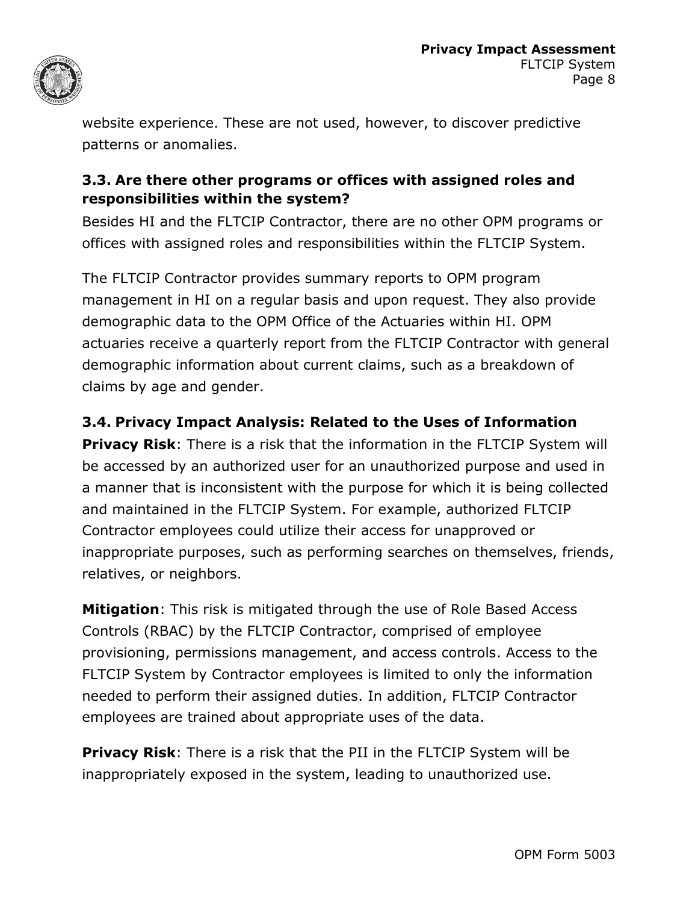website experience. These are not used, however, to discover predictive patterns or anomalies.

### 3.3. Are there other programs or offices with assigned roles and responsibilities within the system?

Besides HI and the FLTCIP Contractor, there are no other OPM programs or offices with assigned roles and responsibilities within the FLTCIP System.

The FLTCIP Contractor provides summary reports to OPM program management in HI on a regular basis and upon request. They also provide demographic data to the OPM Office of the Actuaries within HI. OPM actuaries receive a quarterly report from the FLTCIP Contractor with general demographic information about current claims, such as a breakdown of claims by age and gender.

### 3.4. Privacy Impact Analysis: Related to the Uses of Information

**Privacy Risk**: There is a risk that the information in the FLTCIP System will be accessed by an authorized user for an unauthorized purpose and used in a manner that is inconsistent with the purpose for which it is being collected and maintained in the FLTCIP System. For example, authorized FLTCIP Contractor employees could utilize their access for unapproved or inappropriate purposes, such as performing searches on themselves, friends, relatives, or neighbors.

**Mitigation**: This risk is mitigated through the use of Role Based Access Controls (RBAC) by the FLTCIP Contractor, comprised of employee provisioning, permissions management, and access controls. Access to the FLTCIP System by Contractor employees is limited to only the information needed to perform their assigned duties. In addition, FLTCIP Contractor employees are trained about appropriate uses of the data.

**Privacy Risk**: There is a risk that the PII in the FLTCIP System will be inappropriately exposed in the system, leading to unauthorized use.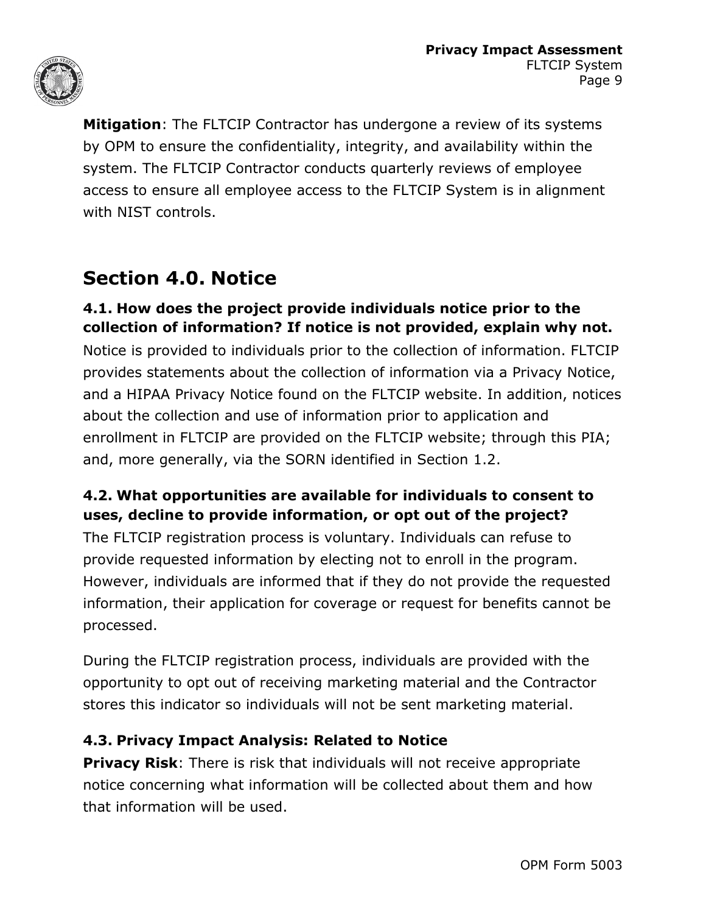**Mitigation**: The FLTCIP Contractor has undergone a review of its systems by OPM to ensure the confidentiality, integrity, and availability within the system. The FLTCIP Contractor conducts quarterly reviews of employee access to ensure all employee access to the FLTCIP System is in alignment with NIST controls.

## Section 4.0. Notice

### 4.1. How does the project provide individuals notice prior to the collection of information? If notice is not provided, explain why not.

Notice is provided to individuals prior to the collection of information. FLTCIP provides statements about the collection of information via a Privacy Notice, and a HIPAA Privacy Notice found on the FLTCIP website. In addition, notices about the collection and use of information prior to application and enrollment in FLTCIP are provided on the FLTCIP website; through this PIA; and, more generally, via the SORN identified in Section 1.2.

### 4.2. What opportunities are available for individuals to consent to uses, decline to provide information, or opt out of the project?

The FLTCIP registration process is voluntary. Individuals can refuse to provide requested information by electing not to enroll in the program. However, individuals are informed that if they do not provide the requested information, their application for coverage or request for benefits cannot be processed.

During the FLTCIP registration process, individuals are provided with the opportunity to opt out of receiving marketing material and the Contractor stores this indicator so individuals will not be sent marketing material.

### 4.3. Privacy Impact Analysis: Related to Notice

**Privacy Risk**: There is risk that individuals will not receive appropriate notice concerning what information will be collected about them and how that information will be used.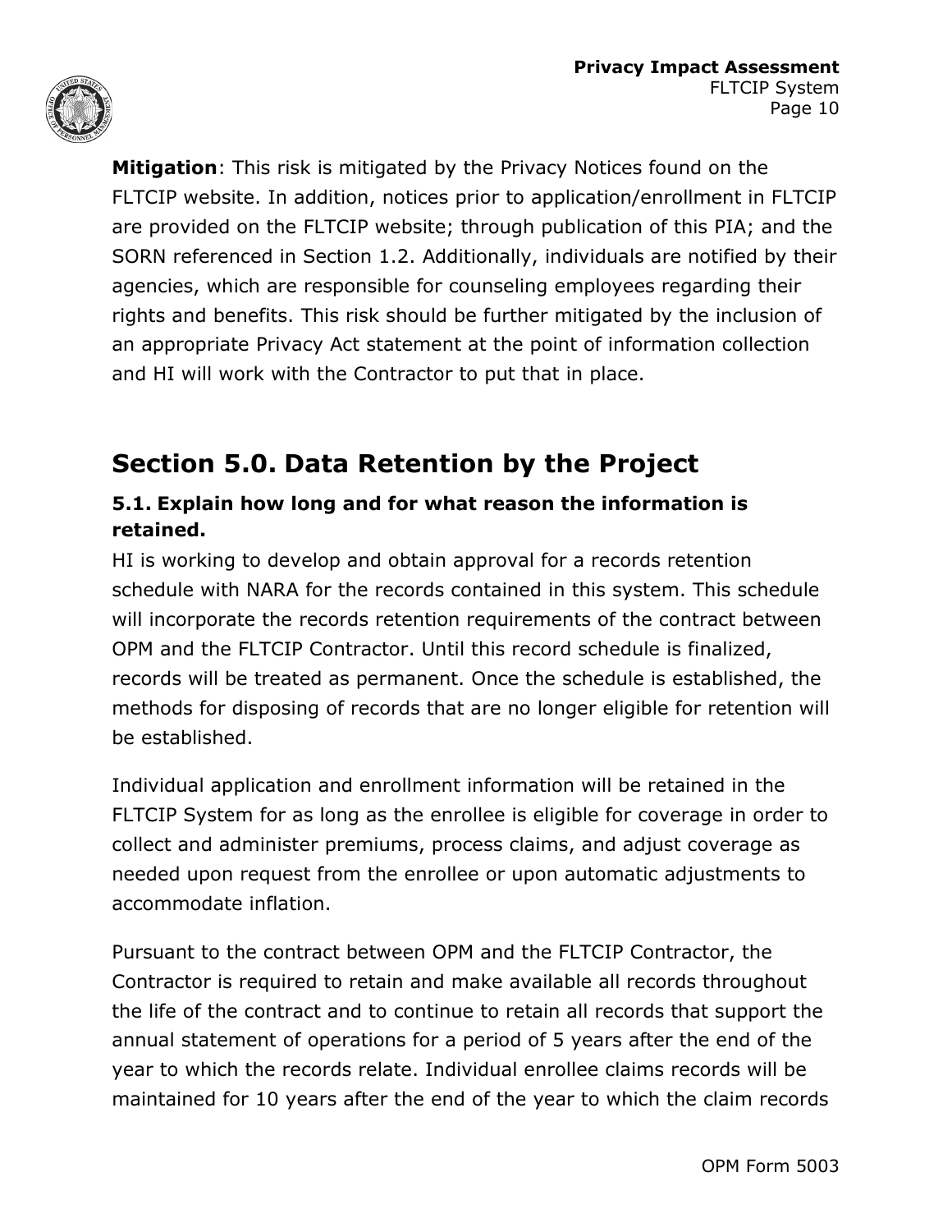**Mitigation**: This risk is mitigated by the Privacy Notices found on the FLTCIP website. In addition, notices prior to application/enrollment in FLTCIP are provided on the FLTCIP website; through publication of this PIA; and the SORN referenced in Section 1.2. Additionally, individuals are notified by their agencies, which are responsible for counseling employees regarding their rights and benefits. This risk should be further mitigated by the inclusion of an appropriate Privacy Act statement at the point of information collection and HI will work with the Contractor to put that in place.

## Section 5.0. Data Retention by the Project

### 5.1. Explain how long and for what reason the information is retained.

HI is working to develop and obtain approval for a records retention schedule with NARA for the records contained in this system. This schedule will incorporate the records retention requirements of the contract between OPM and the FLTCIP Contractor. Until this record schedule is finalized, records will be treated as permanent. Once the schedule is established, the methods for disposing of records that are no longer eligible for retention will be established.

Individual application and enrollment information will be retained in the FLTCIP System for as long as the enrollee is eligible for coverage in order to collect and administer premiums, process claims, and adjust coverage as needed upon request from the enrollee or upon automatic adjustments to accommodate inflation.

Pursuant to the contract between OPM and the FLTCIP Contractor, the Contractor is required to retain and make available all records throughout the life of the contract and to continue to retain all records that support the annual statement of operations for a period of 5 years after the end of the year to which the records relate. Individual enrollee claims records will be maintained for 10 years after the end of the year to which the claim records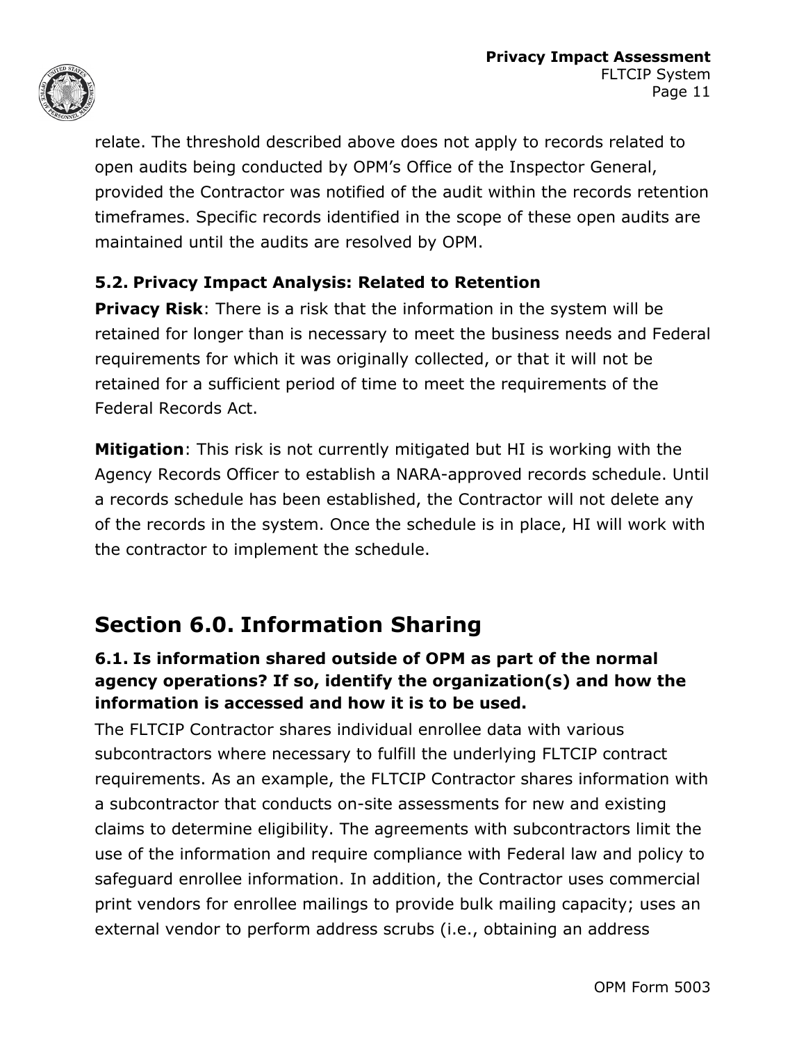relate. The threshold described above does not apply to records related to open audits being conducted by OPM's Office of the Inspector General, provided the Contractor was notified of the audit within the records retention timeframes. Specific records identified in the scope of these open audits are maintained until the audits are resolved by OPM.

### 5.2. Privacy Impact Analysis: Related to Retention

**Privacy Risk**: There is a risk that the information in the system will be retained for longer than is necessary to meet the business needs and Federal requirements for which it was originally collected, or that it will not be retained for a sufficient period of time to meet the requirements of the Federal Records Act.

**Mitigation**: This risk is not currently mitigated but HI is working with the Agency Records Officer to establish a NARA-approved records schedule. Until a records schedule has been established, the Contractor will not delete any of the records in the system. Once the schedule is in place, HI will work with the contractor to implement the schedule.

## Section 6.0. Information Sharing

### 6.1. Is information shared outside of OPM as part of the normal agency operations? If so, identify the organization(s) and how the information is accessed and how it is to be used.

The FLTCIP Contractor shares individual enrollee data with various subcontractors where necessary to fulfill the underlying FLTCIP contract requirements. As an example, the FLTCIP Contractor shares information with a subcontractor that conducts on-site assessments for new and existing claims to determine eligibility. The agreements with subcontractors limit the use of the information and require compliance with Federal law and policy to safeguard enrollee information. In addition, the Contractor uses commercial print vendors for enrollee mailings to provide bulk mailing capacity; uses an external vendor to perform address scrubs (i.e., obtaining an address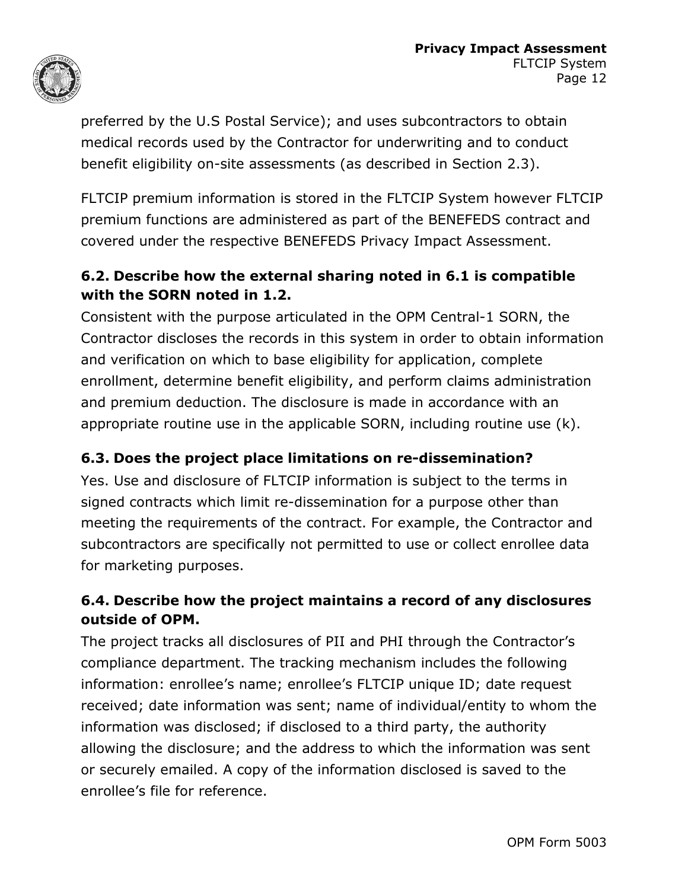preferred by the U.S Postal Service); and uses subcontractors to obtain medical records used by the Contractor for underwriting and to conduct benefit eligibility on-site assessments (as described in Section 2.3).

FLTCIP premium information is stored in the FLTCIP System however FLTCIP premium functions are administered as part of the BENEFEDS contract and covered under the respective BENEFEDS Privacy Impact Assessment.

### 6.2. Describe how the external sharing noted in 6.1 is compatible with the SORN noted in 1.2.

Consistent with the purpose articulated in the OPM Central-1 SORN, the Contractor discloses the records in this system in order to obtain information and verification on which to base eligibility for application, complete enrollment, determine benefit eligibility, and perform claims administration and premium deduction. The disclosure is made in accordance with an appropriate routine use in the applicable SORN, including routine use (k).

### 6.3. Does the project place limitations on re-dissemination?

Yes. Use and disclosure of FLTCIP information is subject to the terms in signed contracts which limit re-dissemination for a purpose other than meeting the requirements of the contract. For example, the Contractor and subcontractors are specifically not permitted to use or collect enrollee data for marketing purposes.

### 6.4. Describe how the project maintains a record of any disclosures outside of OPM.

The project tracks all disclosures of PII and PHI through the Contractor's compliance department. The tracking mechanism includes the following information: enrollee's name; enrollee's FLTCIP unique ID; date request received; date information was sent; name of individual/entity to whom the information was disclosed; if disclosed to a third party, the authority allowing the disclosure; and the address to which the information was sent or securely emailed. A copy of the information disclosed is saved to the enrollee's file for reference.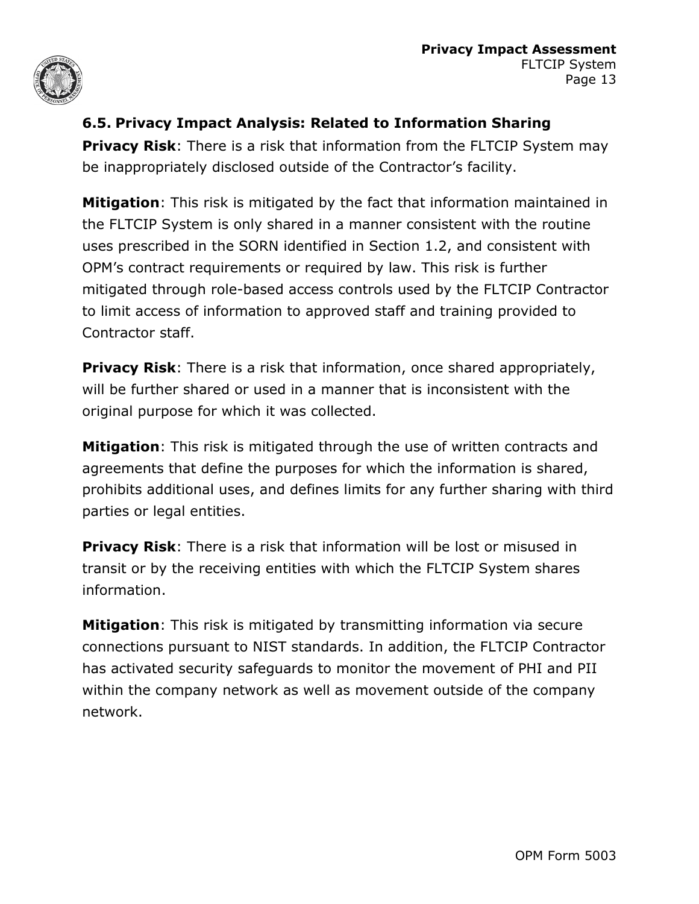### 6.5. Privacy Impact Analysis: Related to Information Sharing

**Privacy Risk**: There is a risk that information from the FLTCIP System may be inappropriately disclosed outside of the Contractor's facility.

**Mitigation**: This risk is mitigated by the fact that information maintained in the FLTCIP System is only shared in a manner consistent with the routine uses prescribed in the SORN identified in Section 1.2, and consistent with OPM's contract requirements or required by law. This risk is further mitigated through role-based access controls used by the FLTCIP Contractor to limit access of information to approved staff and training provided to Contractor staff.

**Privacy Risk**: There is a risk that information, once shared appropriately, will be further shared or used in a manner that is inconsistent with the original purpose for which it was collected.

**Mitigation**: This risk is mitigated through the use of written contracts and agreements that define the purposes for which the information is shared, prohibits additional uses, and defines limits for any further sharing with third parties or legal entities.

**Privacy Risk**: There is a risk that information will be lost or misused in transit or by the receiving entities with which the FLTCIP System shares information.

**Mitigation**: This risk is mitigated by transmitting information via secure connections pursuant to NIST standards. In addition, the FLTCIP Contractor has activated security safeguards to monitor the movement of PHI and PII within the company network as well as movement outside of the company network.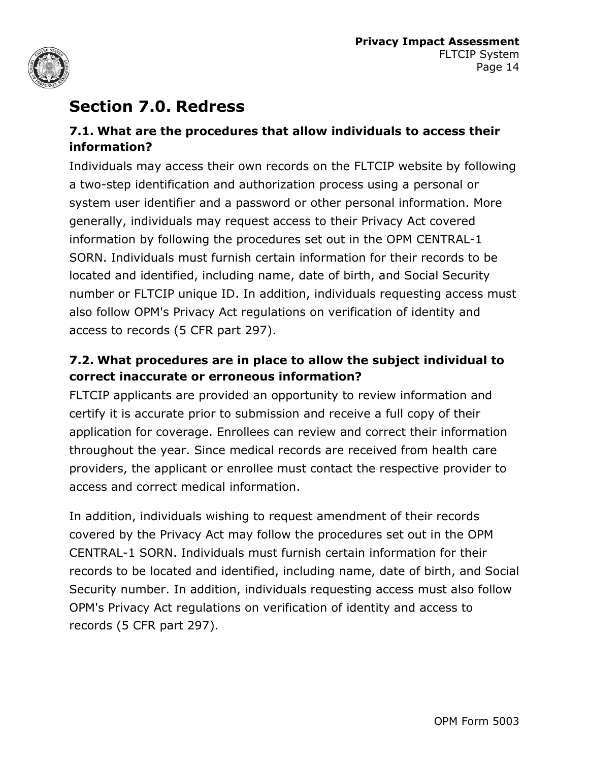## Section 7.0. Redress

### 7.1. What are the procedures that allow individuals to access their information?

Individuals may access their own records on the FLTCIP website by following a two-step identification and authorization process using a personal or system user identifier and a password or other personal information. More generally, individuals may request access to their Privacy Act covered information by following the procedures set out in the OPM CENTRAL-1 SORN. Individuals must furnish certain information for their records to be located and identified, including name, date of birth, and Social Security number or FLTCIP unique ID. In addition, individuals requesting access must also follow OPM's Privacy Act regulations on verification of identity and access to records (5 CFR part 297).

### 7.2. What procedures are in place to allow the subject individual to correct inaccurate or erroneous information?

FLTCIP applicants are provided an opportunity to review information and certify it is accurate prior to submission and receive a full copy of their application for coverage. Enrollees can review and correct their information throughout the year. Since medical records are received from health care providers, the applicant or enrollee must contact the respective provider to access and correct medical information.

In addition, individuals wishing to request amendment of their records covered by the Privacy Act may follow the procedures set out in the OPM CENTRAL-1 SORN. Individuals must furnish certain information for their records to be located and identified, including name, date of birth, and Social Security number. In addition, individuals requesting access must also follow OPM's Privacy Act regulations on verification of identity and access to records (5 CFR part 297).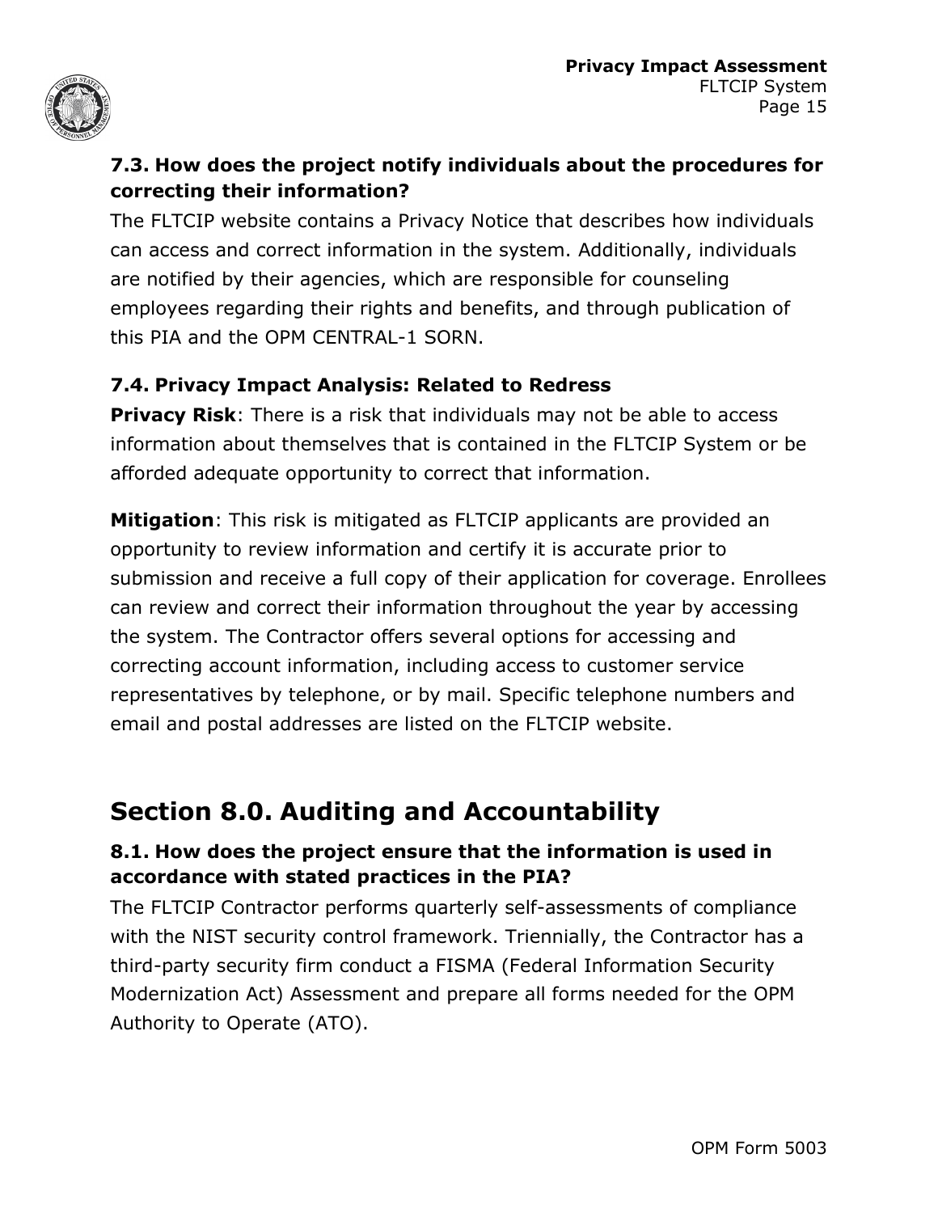### 7.3. How does the project notify individuals about the procedures for correcting their information?

The FLTCIP website contains a Privacy Notice that describes how individuals can access and correct information in the system. Additionally, individuals are notified by their agencies, which are responsible for counseling employees regarding their rights and benefits, and through publication of this PIA and the OPM CENTRAL-1 SORN.

### 7.4. Privacy Impact Analysis: Related to Redress

**Privacy Risk**: There is a risk that individuals may not be able to access information about themselves that is contained in the FLTCIP System or be afforded adequate opportunity to correct that information.

**Mitigation**: This risk is mitigated as FLTCIP applicants are provided an opportunity to review information and certify it is accurate prior to submission and receive a full copy of their application for coverage. Enrollees can review and correct their information throughout the year by accessing the system. The Contractor offers several options for accessing and correcting account information, including access to customer service representatives by telephone, or by mail. Specific telephone numbers and email and postal addresses are listed on the FLTCIP website.

## Section 8.0. Auditing and Accountability

### 8.1. How does the project ensure that the information is used in accordance with stated practices in the PIA?

The FLTCIP Contractor performs quarterly self-assessments of compliance with the NIST security control framework. Triennially, the Contractor has a third-party security firm conduct a FISMA (Federal Information Security Modernization Act) Assessment and prepare all forms needed for the OPM Authority to Operate (ATO).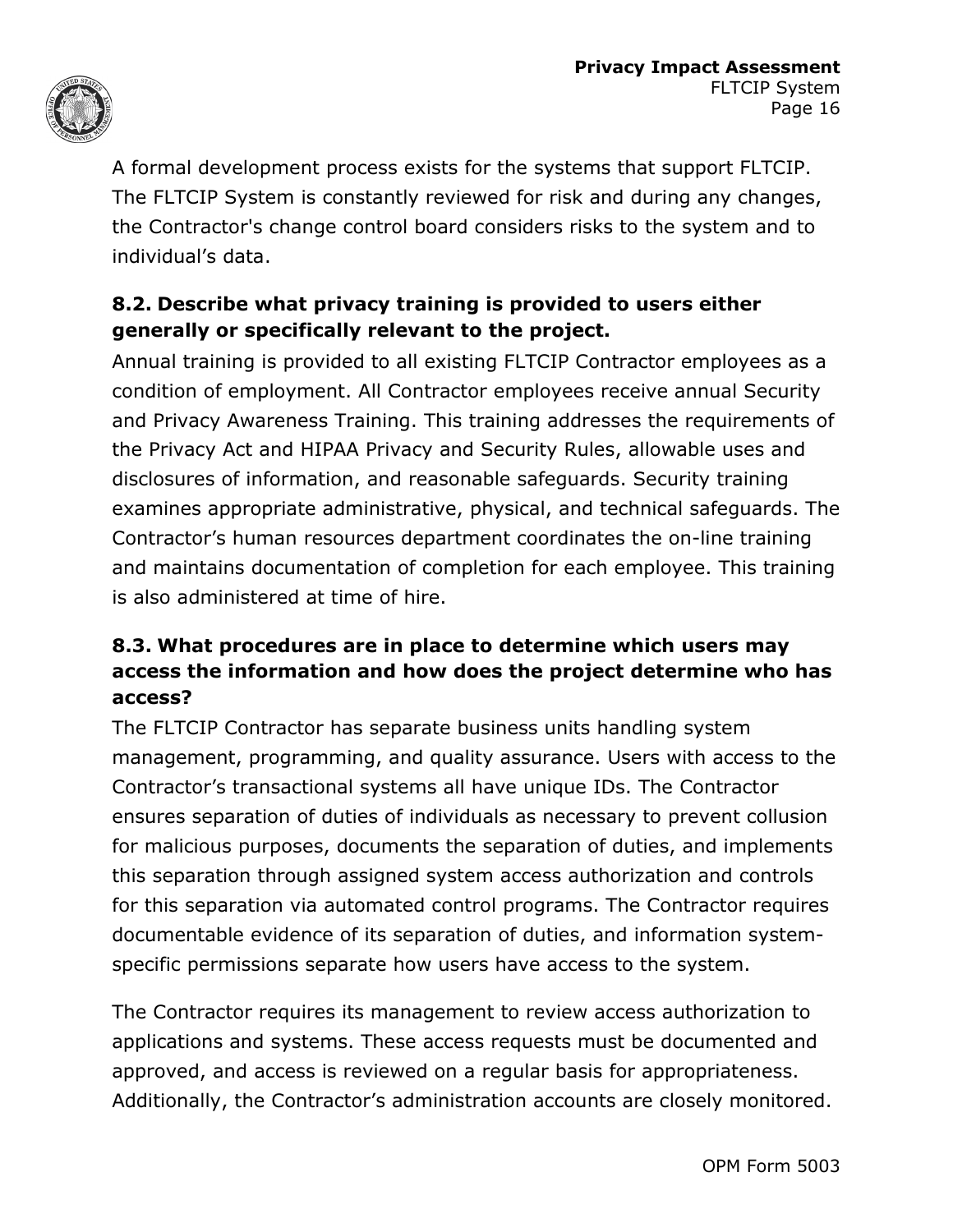A formal development process exists for the systems that support FLTCIP. The FLTCIP System is constantly reviewed for risk and during any changes, the Contractor's change control board considers risks to the system and to individual's data.

### 8.2. Describe what privacy training is provided to users either generally or specifically relevant to the project.

Annual training is provided to all existing FLTCIP Contractor employees as a condition of employment. All Contractor employees receive annual Security and Privacy Awareness Training. This training addresses the requirements of the Privacy Act and HIPAA Privacy and Security Rules, allowable uses and disclosures of information, and reasonable safeguards. Security training examines appropriate administrative, physical, and technical safeguards. The Contractor's human resources department coordinates the on-line training and maintains documentation of completion for each employee. This training is also administered at time of hire.

### 8.3. What procedures are in place to determine which users may access the information and how does the project determine who has access?

The FLTCIP Contractor has separate business units handling system management, programming, and quality assurance. Users with access to the Contractor's transactional systems all have unique IDs. The Contractor ensures separation of duties of individuals as necessary to prevent collusion for malicious purposes, documents the separation of duties, and implements this separation through assigned system access authorization and controls for this separation via automated control programs. The Contractor requires documentable evidence of its separation of duties, and information system-specific permissions separate how users have access to the system.

The Contractor requires its management to review access authorization to applications and systems. These access requests must be documented and approved, and access is reviewed on a regular basis for appropriateness. Additionally, the Contractor's administration accounts are closely monitored.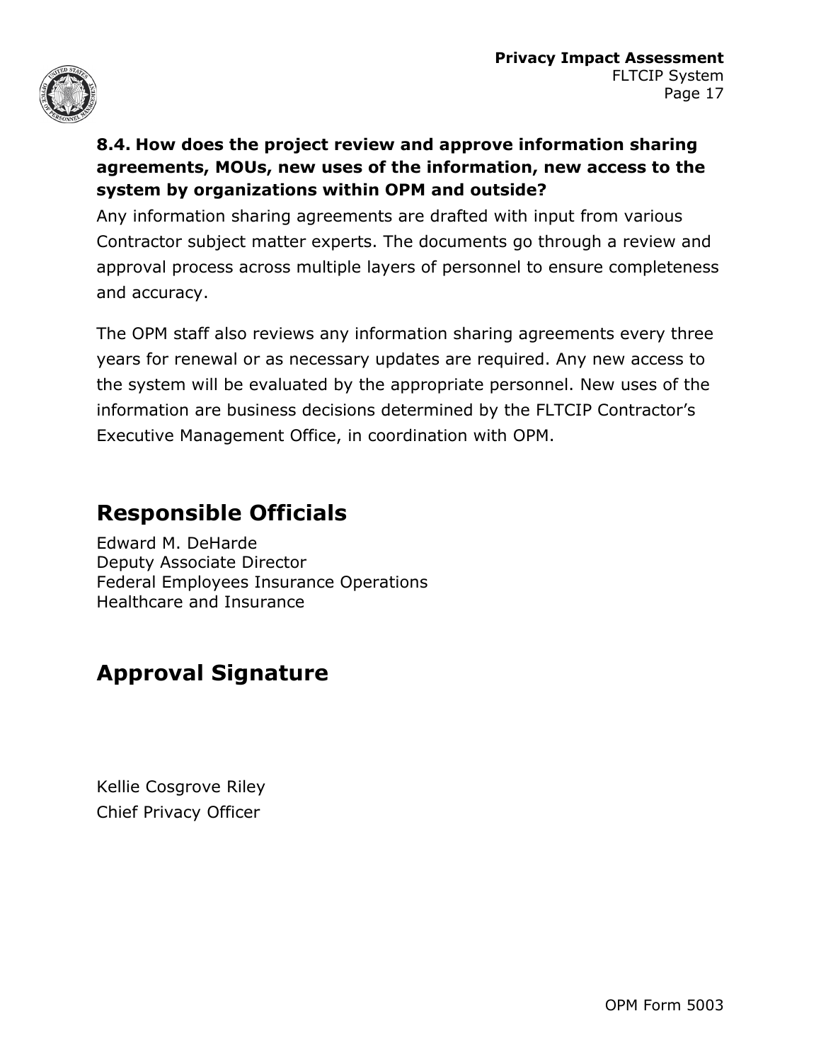### 8.4. How does the project review and approve information sharing agreements, MOUs, new uses of the information, new access to the system by organizations within OPM and outside?

Any information sharing agreements are drafted with input from various Contractor subject matter experts. The documents go through a review and approval process across multiple layers of personnel to ensure completeness and accuracy.

The OPM staff also reviews any information sharing agreements every three years for renewal or as necessary updates are required. Any new access to the system will be evaluated by the appropriate personnel. New uses of the information are business decisions determined by the FLTCIP Contractor's Executive Management Office, in coordination with OPM.

## Responsible Officials

Edward M. DeHarde
Deputy Associate Director
Federal Employees Insurance Operations
Healthcare and Insurance

## Approval Signature

Kellie Cosgrove Riley
Chief Privacy Officer